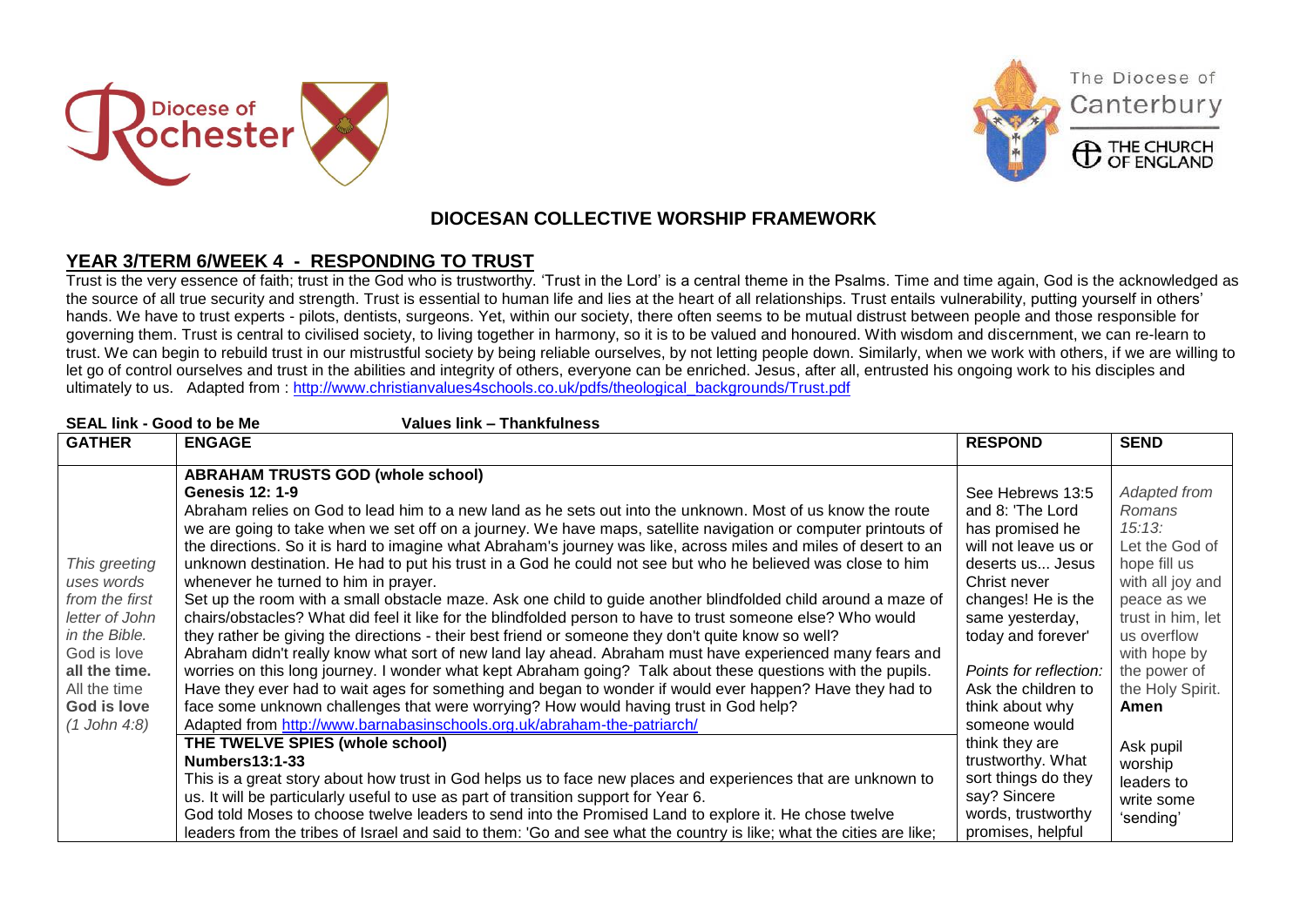# DIOCESAN COLLECTIVE WORSHIP FRAMEWORK

## YEAR 3/TERM 6/WEEK 4 - RESPONDING TO TRUST

Trust is the very essence of faith; trust in the God who is trustworthy. 'Trust in the Lord' is a central theme in the Psalms. Time and time again, God is the acknowledged as the source of all true security and strength. Trust is essential to human life and lies at the heart of all relationships. Trust entails vulnerability, putting yourself in others' hands. We have to trust experts - pilots, dentists, surgeons. Yet, within our society, there often seems to be mutual distrust between people and those responsible for governing them. Trust is central to civilised society, to living together in harmony, so it is to be valued and honoured. With wisdom and discernment, we can re-learn to trust. We can begin to rebuild trust in our mistrustful society by being reliable ourselves, by not letting people down. Similarly, when we work with others, if we are willing to let go of control ourselves and trust in the abilities and integrity of others, everyone can be enriched. Jesus, after all, entrusted his ongoing work to his disciples and ultimately to us. Adapted from : http://www.christianvalues4schools.co.uk/pdfs/theological_backgrounds/Trust.pdf

**SEAL link - Good to be Me** **Values link – Thankfulness**

| GATHER | ENGAGE | RESPOND | SEND |
|---|---|---|---|
| *This greeting uses words from the first letter of John in the Bible.* God is love **all the time.** All the time **God is love** *(1 John 4:8)* | **ABRAHAM TRUSTS GOD (whole school)**<br>**Genesis 12: 1-9**<br>Abraham relies on God to lead him to a new land as he sets out into the unknown. Most of us know the route we are going to take when we set off on a journey. We have maps, satellite navigation or computer printouts of the directions. So it is hard to imagine what Abraham's journey was like, across miles and miles of desert to an unknown destination. He had to put his trust in a God he could not see but who he believed was close to him whenever he turned to him in prayer.<br>Set up the room with a small obstacle maze. Ask one child to guide another blindfolded child around a maze of chairs/obstacles? What did feel it like for the blindfolded person to have to trust someone else? Who would they rather be giving the directions - their best friend or someone they don't quite know so well?<br>Abraham didn't really know what sort of new land lay ahead. Abraham must have experienced many fears and worries on this long journey. I wonder what kept Abraham going? Talk about these questions with the pupils. Have they ever had to wait ages for something and began to wonder if would ever happen? Have they had to face some unknown challenges that were worrying? How would having trust in God help?<br>Adapted from http://www.barnabasinschools.org.uk/abraham-the-patriarch/<br>**THE TWELVE SPIES (whole school)**<br>**Numbers13:1-33**<br>This is a great story about how trust in God helps us to face new places and experiences that are unknown to us. It will be particularly useful to use as part of transition support for Year 6.<br>God told Moses to choose twelve leaders to send into the Promised Land to explore it. He chose twelve leaders from the tribes of Israel and said to them: 'Go and see what the country is like; what the cities are like; | See Hebrews 13:5 and 8: 'The Lord has promised he will not leave us or deserts us... Jesus Christ never changes! He is the same yesterday, today and forever'<br><br>*Points for reflection:* Ask the children to think about why someone would think they are trustworthy. What sort things do they say? Sincere words, trustworthy promises, helpful | *Adapted from Romans 15:13:* Let the God of hope fill us with all joy and peace as we trust in him, let us overflow with hope by the power of the Holy Spirit. **Amen**<br><br>Ask pupil worship leaders to write some 'sending' |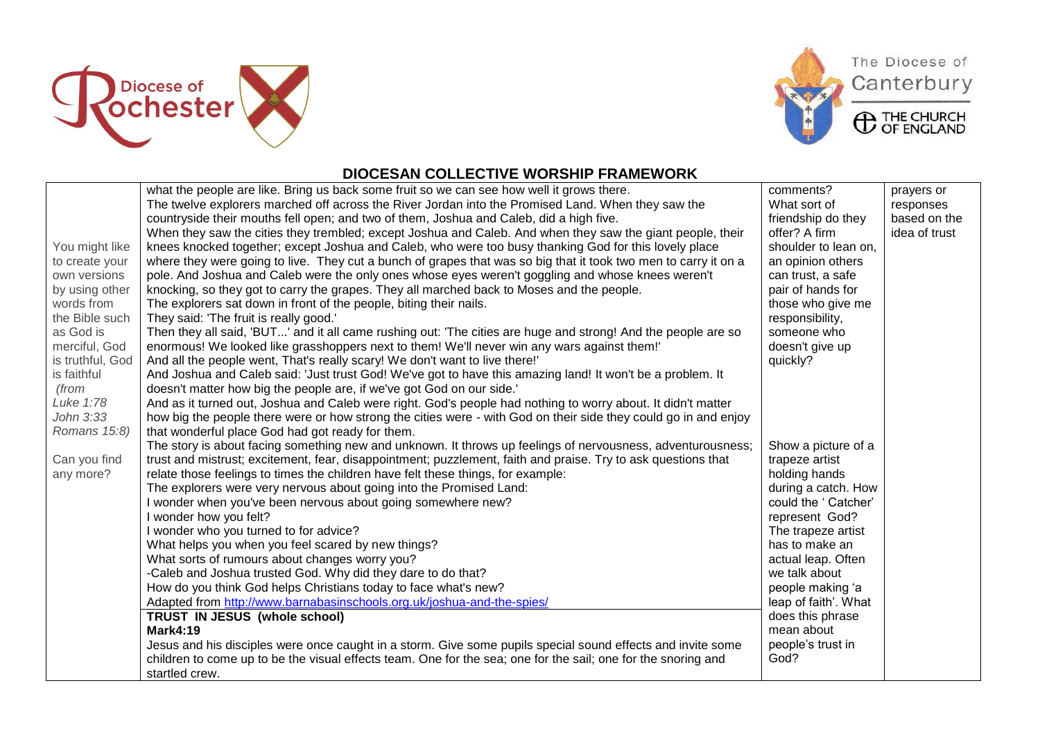## DIOCESAN COLLECTIVE WORSHIP FRAMEWORK

| | | | |
|---|---|---|---|
| You might like to create your own versions by using other words from the Bible such as God is merciful, God is truthful, God is faithful *(from Luke 1:78 John 3:33 Romans 15:8)* <br><br> Can you find any more? | what the people are like. Bring us back some fruit so we can see how well it grows there.<br>The twelve explorers marched off across the River Jordan into the Promised Land. When they saw the countryside their mouths fell open; and two of them, Joshua and Caleb, did a high five.<br>When they saw the cities they trembled; except Joshua and Caleb. And when they saw the giant people, their knees knocked together; except Joshua and Caleb, who were too busy thanking God for this lovely place where they were going to live. They cut a bunch of grapes that was so big that it took two men to carry it on a pole. And Joshua and Caleb were the only ones whose eyes weren't goggling and whose knees weren't knocking, so they got to carry the grapes. They all marched back to Moses and the people.<br>The explorers sat down in front of the people, biting their nails.<br>They said: 'The fruit is really good.'<br>Then they all said, 'BUT...' and it all came rushing out: 'The cities are huge and strong! And the people are so enormous! We looked like grasshoppers next to them! We'll never win any wars against them!'<br>And all the people went, That's really scary! We don't want to live there!'<br>And Joshua and Caleb said: 'Just trust God! We've got to have this amazing land! It won't be a problem. It doesn't matter how big the people are, if we've got God on our side.'<br>And as it turned out, Joshua and Caleb were right. God's people had nothing to worry about. It didn't matter how big the people there were or how strong the cities were - with God on their side they could go in and enjoy that wonderful place God had got ready for them.<br>The story is about facing something new and unknown. It throws up feelings of nervousness, adventurousness; trust and mistrust; excitement, fear, disappointment; puzzlement, faith and praise. Try to ask questions that relate those feelings to times the children have felt these things, for example:<br>The explorers were very nervous about going into the Promised Land:<br>I wonder when you've been nervous about going somewhere new?<br>I wonder how you felt?<br>I wonder who you turned to for advice?<br>What helps you when you feel scared by new things?<br>What sorts of rumours about changes worry you?<br>-Caleb and Joshua trusted God. Why did they dare to do that?<br>How do you think God helps Christians today to face what's new?<br>Adapted from http://www.barnabasinschools.org.uk/joshua-and-the-spies/<br>**TRUST IN JESUS (whole school)**<br>**Mark4:19**<br>Jesus and his disciples were once caught in a storm. Give some pupils special sound effects and invite some children to come up to be the visual effects team. One for the sea; one for the sail; one for the snoring and startled crew. | comments? What sort of friendship do they offer? A firm shoulder to lean on, an opinion others can trust, a safe pair of hands for those who give me responsibility, someone who doesn't give up quickly?<br><br>Show a picture of a trapeze artist holding hands during a catch. How could the ' Catcher' represent God? The trapeze artist has to make an actual leap. Often we talk about people making 'a leap of faith'. What does this phrase mean about people's trust in God? | prayers or responses based on the idea of trust |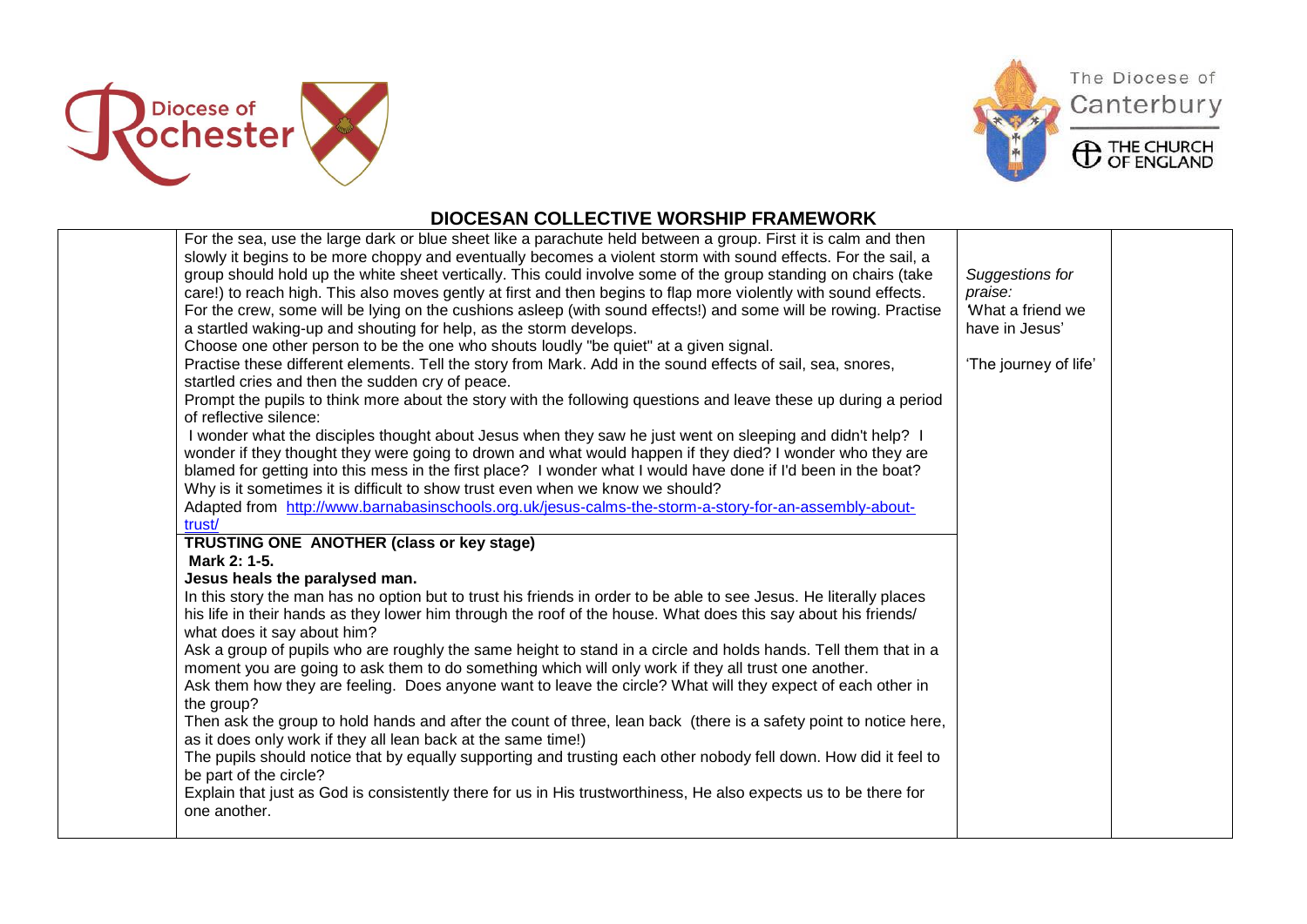## DIOCESAN COLLECTIVE WORSHIP FRAMEWORK

| | | | |
|---|---|---|---|
| | For the sea, use the large dark or blue sheet like a parachute held between a group. First it is calm and then slowly it begins to be more choppy and eventually becomes a violent storm with sound effects. For the sail, a group should hold up the white sheet vertically. This could involve some of the group standing on chairs (take care!) to reach high. This also moves gently at first and then begins to flap more violently with sound effects. For the crew, some will be lying on the cushions asleep (with sound effects!) and some will be rowing. Practise a startled waking-up and shouting for help, as the storm develops.<br>Choose one other person to be the one who shouts loudly "be quiet" at a given signal.<br>Practise these different elements. Tell the story from Mark. Add in the sound effects of sail, sea, snores, startled cries and then the sudden cry of peace.<br>Prompt the pupils to think more about the story with the following questions and leave these up during a period of reflective silence:<br>I wonder what the disciples thought about Jesus when they saw he just went on sleeping and didn't help? I wonder if they thought they were going to drown and what would happen if they died? I wonder who they are blamed for getting into this mess in the first place? I wonder what I would have done if I'd been in the boat? Why is it sometimes it is difficult to show trust even when we know we should?<br>Adapted from http://www.barnabasinschools.org.uk/jesus-calms-the-storm-a-story-for-an-assembly-about-trust/ | *Suggestions for praise:*<br>'What a friend we have in Jesus'<br><br>'The journey of life' | |
| | **TRUSTING ONE ANOTHER (class or key stage)**<br>**Mark 2: 1-5.**<br>**Jesus heals the paralysed man.**<br>In this story the man has no option but to trust his friends in order to be able to see Jesus. He literally places his life in their hands as they lower him through the roof of the house. What does this say about his friends/ what does it say about him?<br>Ask a group of pupils who are roughly the same height to stand in a circle and holds hands. Tell them that in a moment you are going to ask them to do something which will only work if they all trust one another.<br>Ask them how they are feeling. Does anyone want to leave the circle? What will they expect of each other in the group?<br>Then ask the group to hold hands and after the count of three, lean back (there is a safety point to notice here, as it does only work if they all lean back at the same time!)<br>The pupils should notice that by equally supporting and trusting each other nobody fell down. How did it feel to be part of the circle?<br>Explain that just as God is consistently there for us in His trustworthiness, He also expects us to be there for one another. | | |